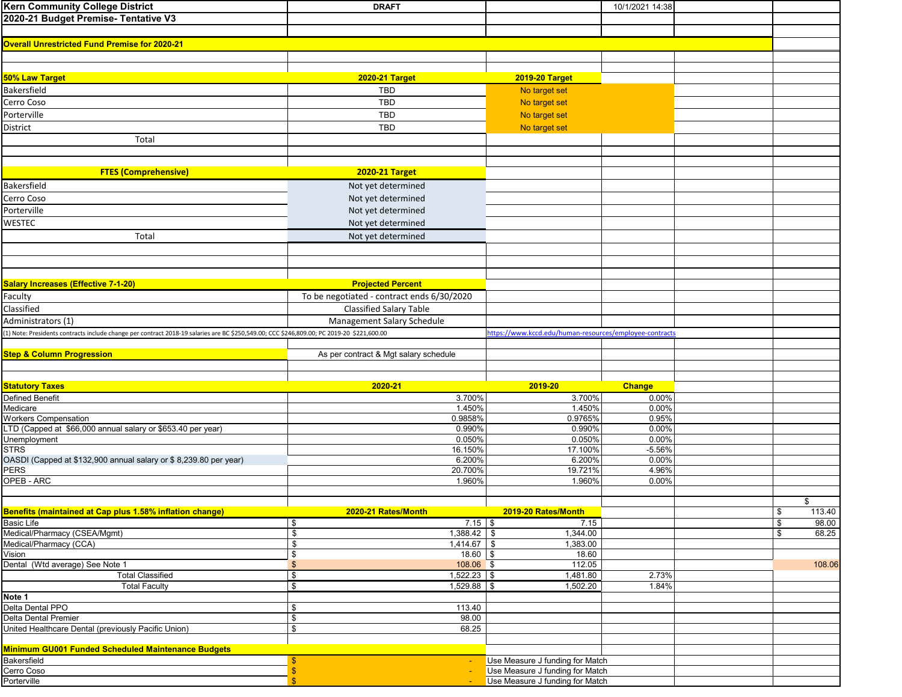**Kern Community College District** | DRAFT | 10/1/2021 14:38

**2020-21 Budget Premise- Tentative V3**

## Overall Unrestricted Fund Premise for 2020-21

| 50% Law Target | 2020-21 Target | 2019-20 Target |
|---|---|---|
| Bakersfield | TBD | No target set |
| Cerro Coso | TBD | No target set |
| Porterville | TBD | No target set |
| District | TBD | No target set |
| Total | | |

| FTES (Comprehensive) | 2020-21 Target |
|---|---|
| Bakersfield | Not yet determined |
| Cerro Coso | Not yet determined |
| Porterville | Not yet determined |
| WESTEC | Not yet determined |
| Total | Not yet determined |

| Salary Increases (Effective 7-1-20) | Projected Percent |
|---|---|
| Faculty | To be negotiated - contract ends 6/30/2020 |
| Classified | Classified Salary Table |
| Administrators (1) | Management Salary Schedule |

(1) Note: Presidents contracts include change per contract 2018-19 salaries are BC $250,549.00; CCC $246,809.00; PC 2019-20 $221,600.00 https://www.kccd.edu/human-resources/employee-contracts

| Step & Column Progression | As per contract & Mgt salary schedule |
|---|---|

| Statutory Taxes | 2020-21 | 2019-20 | Change |
|---|---|---|---|
| Defined Benefit | 3.700% | 3.700% | 0.00% |
| Medicare | 1.450% | 1.450% | 0.00% |
| Workers Compensation | 0.9858% | 0.9765% | 0.95% |
| LTD (Capped at $66,000 annual salary or $653.40 per year) | 0.990% | 0.990% | 0.00% |
| Unemployment | 0.050% | 0.050% | 0.00% |
| STRS | 16.150% | 17.100% | -5.56% |
| OASDI (Capped at $132,900 annual salary or $ 8,239.80 per year) | 6.200% | 6.200% | 0.00% |
| PERS | 20.700% | 19.721% | 4.96% |
| OPEB - ARC | 1.960% | 1.960% | 0.00% |

| Benefits (maintained at Cap plus 1.58% inflation change) | 2020-21 Rates/Month | 2019-20 Rates/Month | Change | | $ |
|---|---|---|---|---|---|
| Basic Life | $ 7.15 | $ 7.15 | | | $ 113.40 |
| Medical/Pharmacy (CSEA/Mgmt) | $ 1,388.42 | $ 1,344.00 | | | $ 98.00 |
| Medical/Pharmacy (CCA) | $ 1,414.67 | $ 1,383.00 | | | $ 68.25 |
| Vision | $ 18.60 | $ 18.60 | | | |
| Dental (Wtd average) See Note 1 | $ 108.06 | $ 112.05 | | | 108.06 |
| Total Classified | $ 1,522.23 | $ 1,481.80 | 2.73% | | |
| Total Faculty | $ 1,529.88 | $ 1,502.20 | 1.84% | | |
| **Note 1** | | | | | |
| Delta Dental PPO | $ 113.40 | | | | |
| Delta Dental Premier | $ 98.00 | | | | |
| United Healthcare Dental (previously Pacific Union) | $ 68.25 | | | | |

| Minimum GU001 Funded Scheduled Maintenance Budgets | | |
|---|---|---|
| Bakersfield | $ - | Use Measure J funding for Match |
| Cerro Coso | $ - | Use Measure J funding for Match |
| Porterville | $ - | Use Measure J funding for Match |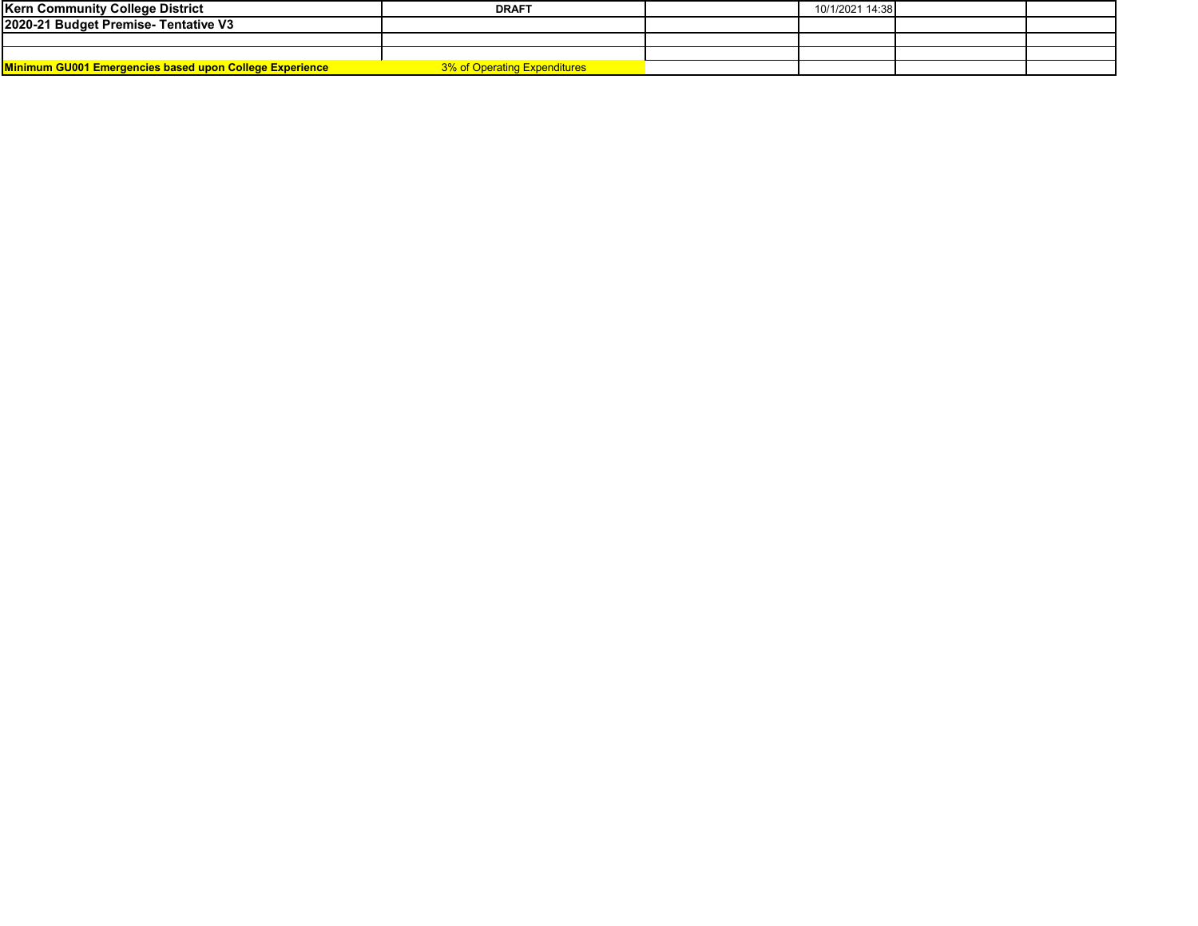| Kern Community College District | DRAFT | | 10/1/2021 14:38 | | |
|---|---|---|---|---|---|
| **2020-21 Budget Premise- Tentative V3** | | | | | |
| | | | | | |
| | | | | | |
| **Minimum GU001 Emergencies based upon College Experience** | 3% of Operating Expenditures | | | | |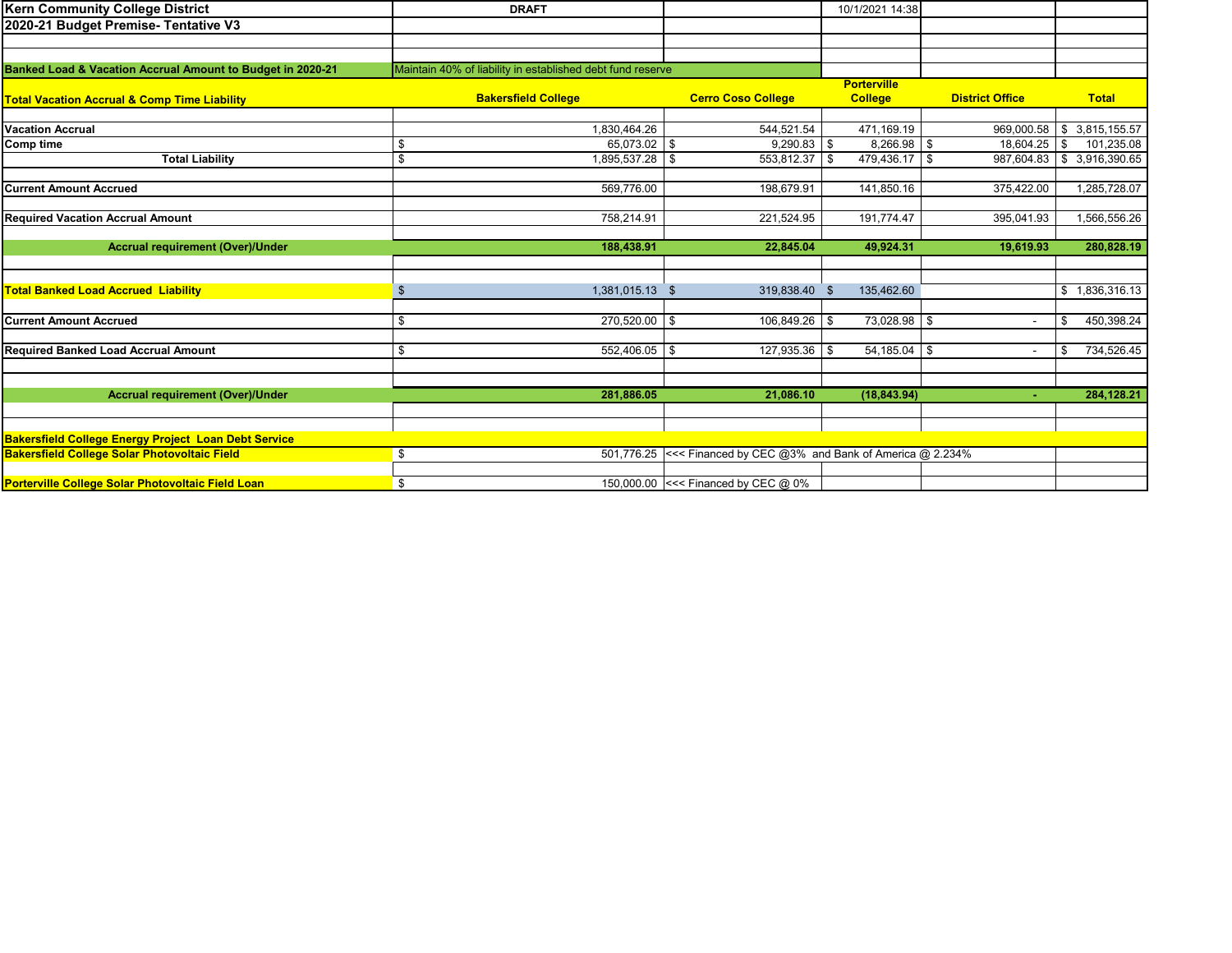Kern Community College District

2020-21 Budget Premise- Tentative V3

DRAFT

10/1/2021 14:38

| Banked Load & Vacation Accrual Amount to Budget in 2020-21 | Maintain 40% of liability in established debt fund reserve | | | | |
|---|---|---|---|---|---|
| **Total Vacation Accrual & Comp Time Liability** | **Bakersfield College** | **Cerro Coso College** | **Porterville College** | **District Office** | **Total** |
| **Vacation Accrual** | 1,830,464.26 | 544,521.54 | 471,169.19 | 969,000.58 | $ 3,815,155.57 |
| **Comp time** | $ 65,073.02 | $ 9,290.83 | $ 8,266.98 | $ 18,604.25 | $ 101,235.08 |
| **Total Liability** | $ 1,895,537.28 | $ 553,812.37 | $ 479,436.17 | $ 987,604.83 | $ 3,916,390.65 |
| **Current Amount Accrued** | 569,776.00 | 198,679.91 | 141,850.16 | 375,422.00 | 1,285,728.07 |
| **Required Vacation Accrual Amount** | 758,214.91 | 221,524.95 | 191,774.47 | 395,041.93 | 1,566,556.26 |
| **Accrual requirement (Over)/Under** | **188,438.91** | **22,845.04** | **49,924.31** | **19,619.93** | **280,828.19** |
| | | | | | |
| **Total Banked Load Accrued Liability** | $ 1,381,015.13 | $ 319,838.40 | $ 135,462.60 | | $ 1,836,316.13 |
| **Current Amount Accrued** | $ 270,520.00 | $ 106,849.26 | $ 73,028.98 | $ - | $ 450,398.24 |
| **Required Banked Load Accrual Amount** | $ 552,406.05 | $ 127,935.36 | $ 54,185.04 | $ - | $ 734,526.45 |
| **Accrual requirement (Over)/Under** | **281,886.05** | **21,086.10** | **(18,843.94)** | **-** | **284,128.21** |
| | | | | | |
| **Bakersfield College Energy Project Loan Debt Service** | | | | | |
| **Bakersfield College Solar Photovoltaic Field** | $ 501,776.25 | <<< Financed by CEC @3% and Bank of America @ 2.234% | | | |
| **Porterville College Solar Photovoltaic Field Loan** | $ 150,000.00 | <<< Financed by CEC @ 0% | | | |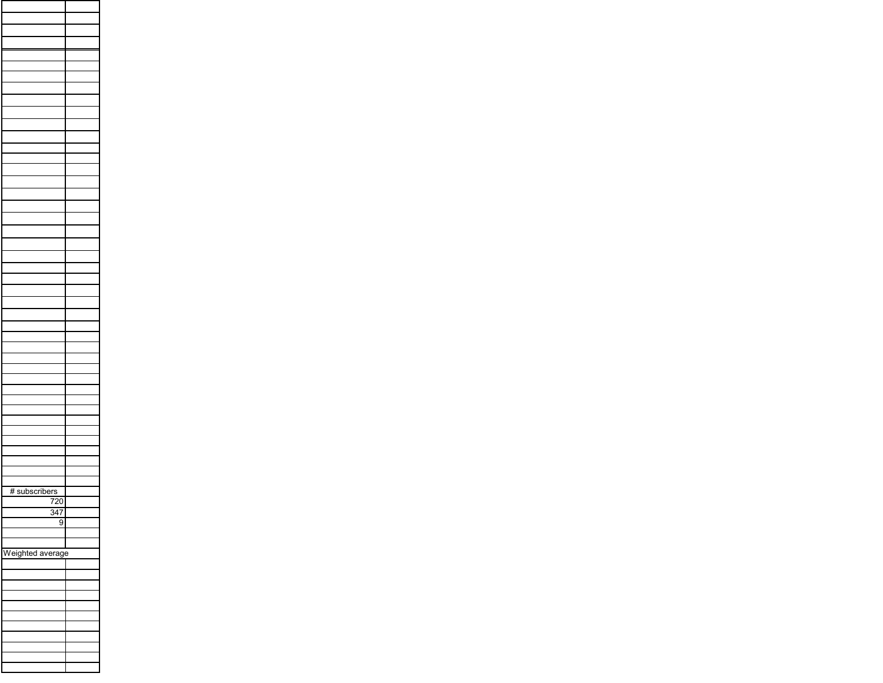| # subscribers | |
|---|---|
| 720 | |
| 347 | |
| 9 | |
| | |
| | |
| Weighted average | |